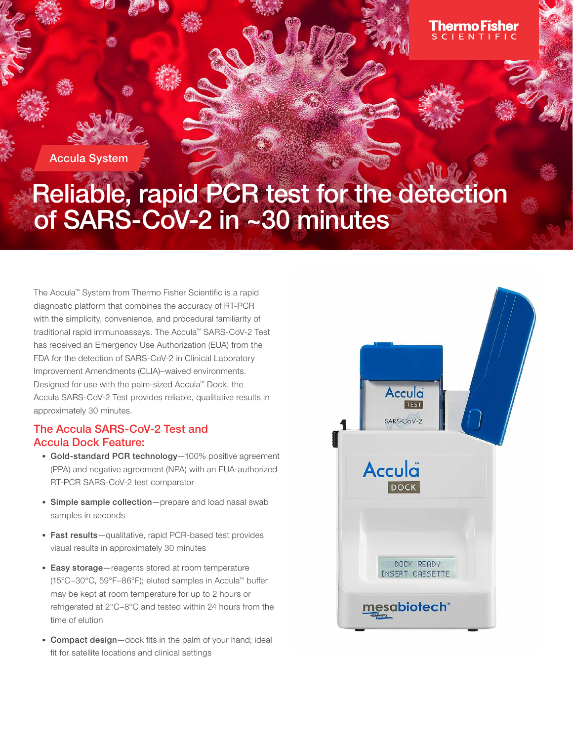Accula System

# Reliable, rapid PCR test for the detection of SARS-CoV-2 in ~30 minutes

The Accula™ System from Thermo Fisher Scientific is a rapid diagnostic platform that combines the accuracy of RT-PCR with the simplicity, convenience, and procedural familiarity of traditional rapid immunoassays. The Accula™ SARS-CoV-2 Test has received an Emergency Use Authorization (EUA) from the FDA for the detection of SARS-CoV-2 in Clinical Laboratory Improvement Amendments (CLIA)–waived environments. Designed for use with the palm-sized Accula™ Dock, the Accula SARS-CoV-2 Test provides reliable, qualitative results in approximately 30 minutes.

## The Accula SARS-CoV-2 Test and Accula Dock Feature:

- **Gold-standard PCR technology**—100% positive agreement (PPA) and negative agreement (NPA) with an EUA-authorized RT-PCR SARS-CoV-2 test comparator
- **Simple sample collection**—prepare and load nasal swab samples in seconds
- **Fast results**—qualitative, rapid PCR-based test provides visual results in approximately 30 minutes
- **Easy storage**—reagents stored at room temperature (15°C–30°C, 59°F–86°F); eluted samples in Accula™ buffer may be kept at room temperature for up to 2 hours or refrigerated at 2°C–8°C and tested within 24 hours from the time of elution
- **Compact design**—dock fits in the palm of your hand; ideal fit for satellite locations and clinical settings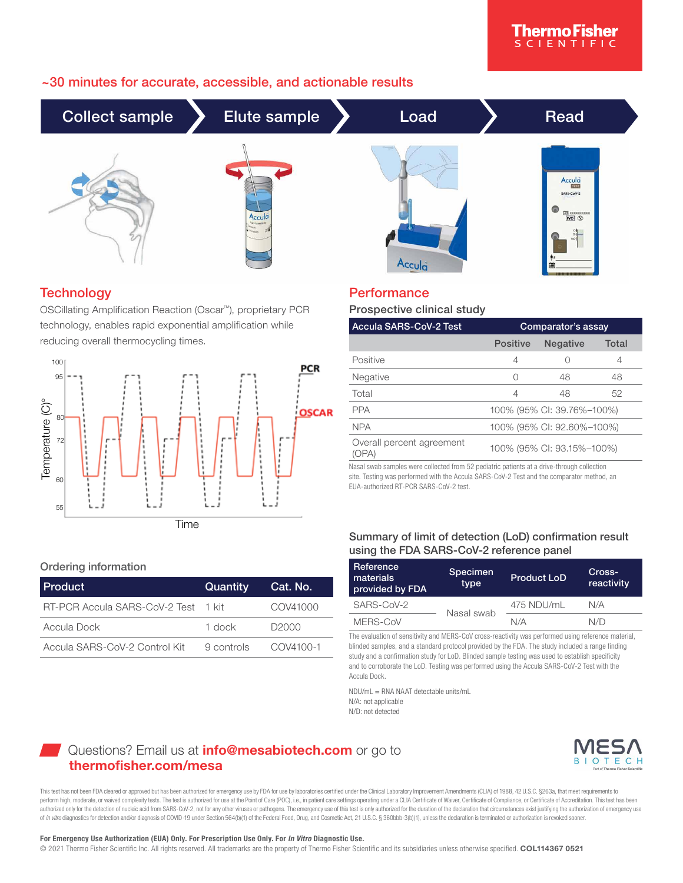## ~30 minutes for accurate, accessible, and actionable results

Collect sample → Elute sample → Load → Read

## Technology

OSCillating Amplification Reaction (Oscar™), proprietary PCR technology, enables rapid exponential amplification while reducing overall thermocycling times.

Temperature (C)°

100
95
80
72
60
55

PCR
OSCAR

Time

## Performance

### Prospective clinical study

| Accula SARS-CoV-2 Test | Comparator's assay | | |
|---|---|---|---|
| | Positive | Negative | Total |
| Positive | 4 | 0 | 4 |
| Negative | 0 | 48 | 48 |
| Total | 4 | 48 | 52 |
| PPA | 100% (95% CI: 39.76%–100%) | | |
| NPA | 100% (95% CI: 92.60%–100%) | | |
| Overall percent agreement (OPA) | 100% (95% CI: 93.15%–100%) | | |

Nasal swab samples were collected from 52 pediatric patients at a drive-through collection site. Testing was performed with the Accula SARS-CoV-2 Test and the comparator method, an EUA-authorized RT-PCR SARS-CoV-2 test.

### Summary of limit of detection (LoD) confirmation result using the FDA SARS-CoV-2 reference panel

| Reference materials provided by FDA | Specimen type | Product LoD | Cross-reactivity |
|---|---|---|---|
| SARS-CoV-2 | Nasal swab | 475 NDU/mL | N/A |
| MERS-CoV | | N/A | N/D |

The evaluation of sensitivity and MERS-CoV cross-reactivity was performed using reference material, blinded samples, and a standard protocol provided by the FDA. The study included a range finding study and a confirmation study for LoD. Blinded sample testing was used to establish specificity and to corroborate the LoD. Testing was performed using the Accula SARS-CoV-2 Test with the Accula Dock.

NDU/mL = RNA NAAT detectable units/mL
N/A: not applicable
N/D: not detected

### Ordering information

| Product | Quantity | Cat. No. |
|---|---|---|
| RT-PCR Accula SARS-CoV-2 Test | 1 kit | COV41000 |
| Accula Dock | 1 dock | D2000 |
| Accula SARS-CoV-2 Control Kit | 9 controls | COV4100-1 |

Questions? Email us at **info@mesabiotech.com** or go to **thermofisher.com/mesa**

This test has not been FDA cleared or approved but has been authorized for emergency use by FDA for use by laboratories certified under the Clinical Laboratory Improvement Amendments (CLIA) of 1988, 42 U.S.C. §263a, that meet requirements to perform high, moderate, or waived complexity tests. The test is authorized for use at the Point of Care (POC), i.e., in patient care settings operating under a CLIA Certificate of Waiver, Certificate of Compliance, or Certificate of Accreditation. This test has been authorized only for the detection of nucleic acid from SARS-CoV-2, not for any other viruses or pathogens. The emergency use of this test is only authorized for the duration of the declaration that circumstances exist justifying the authorization of emergency use of *in vitro* diagnostics for detection and/or diagnosis of COVID-19 under Section 564(b)(1) of the Federal Food, Drug, and Cosmetic Act, 21 U.S.C. § 360bbb-3(b)(1), unless the declaration is terminated or authorization is revoked sooner.

**For Emergency Use Authorization (EUA) Only. For Prescription Use Only. For *In Vitro* Diagnostic Use.**

© 2021 Thermo Fisher Scientific Inc. All rights reserved. All trademarks are the property of Thermo Fisher Scientific and its subsidiaries unless otherwise specified. **COL114367 0521**